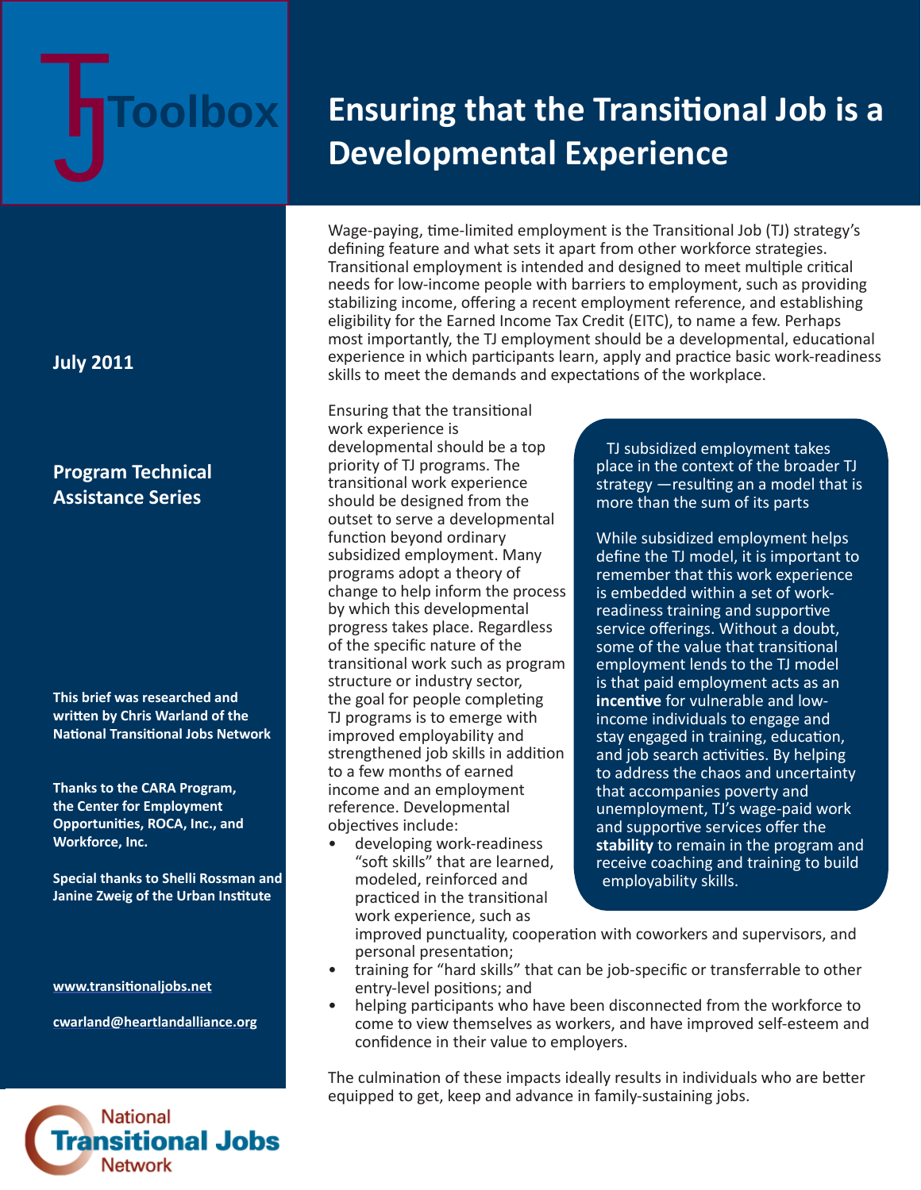TJ Toolbox

# Ensuring that the Transitional Job is a Developmental Experience

**July 2011**

**Program Technical Assistance Series**

**This brief was researched and written by Chris Warland of the National Transitional Jobs Network**

**Thanks to the CARA Program, the Center for Employment Opportunities, ROCA, Inc., and Workforce, Inc.**

**Special thanks to Shelli Rossman and Janine Zweig of the Urban Institute**

www.transitionaljobs.net

cwarland@heartlandalliance.org

Wage-paying, time-limited employment is the Transitional Job (TJ) strategy's defining feature and what sets it apart from other workforce strategies. Transitional employment is intended and designed to meet multiple critical needs for low-income people with barriers to employment, such as providing stabilizing income, offering a recent employment reference, and establishing eligibility for the Earned Income Tax Credit (EITC), to name a few. Perhaps most importantly, the TJ employment should be a developmental, educational experience in which participants learn, apply and practice basic work-readiness skills to meet the demands and expectations of the workplace.

Ensuring that the transitional work experience is developmental should be a top priority of TJ programs. The transitional work experience should be designed from the outset to serve a developmental function beyond ordinary subsidized employment. Many programs adopt a theory of change to help inform the process by which this developmental progress takes place. Regardless of the specific nature of the transitional work such as program structure or industry sector, the goal for people completing TJ programs is to emerge with improved employability and strengthened job skills in addition to a few months of earned income and an employment reference. Developmental objectives include:

- developing work-readiness "soft skills" that are learned, modeled, reinforced and practiced in the transitional work experience, such as improved punctuality, cooperation with coworkers and supervisors, and personal presentation;
- training for "hard skills" that can be job-specific or transferrable to other entry-level positions; and
- helping participants who have been disconnected from the workforce to come to view themselves as workers, and have improved self-esteem and confidence in their value to employers.

The culmination of these impacts ideally results in individuals who are better equipped to get, keep and advance in family-sustaining jobs.

> TJ subsidized employment takes place in the context of the broader TJ strategy —resulting an a model that is more than the sum of its parts
>
> While subsidized employment helps define the TJ model, it is important to remember that this work experience is embedded within a set of work-readiness training and supportive service offerings. Without a doubt, some of the value that transitional employment lends to the TJ model is that paid employment acts as an **incentive** for vulnerable and low-income individuals to engage and stay engaged in training, education, and job search activities. By helping to address the chaos and uncertainty that accompanies poverty and unemployment, TJ's wage-paid work and supportive services offer the **stability** to remain in the program and receive coaching and training to build employability skills.

National Transitional Jobs Network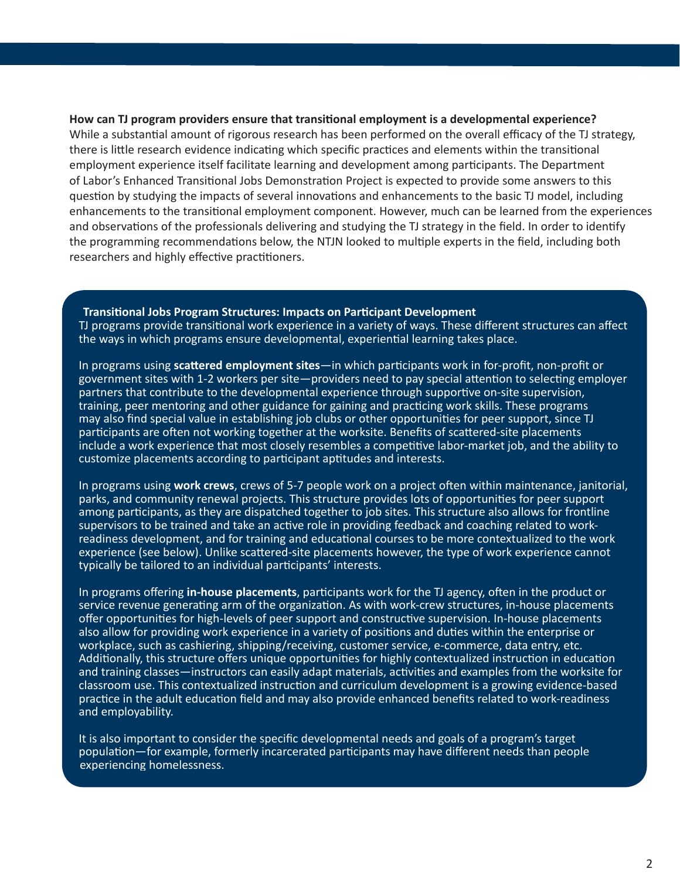**How can TJ program providers ensure that transitional employment is a developmental experience?**
While a substantial amount of rigorous research has been performed on the overall efficacy of the TJ strategy, there is little research evidence indicating which specific practices and elements within the transitional employment experience itself facilitate learning and development among participants. The Department of Labor's Enhanced Transitional Jobs Demonstration Project is expected to provide some answers to this question by studying the impacts of several innovations and enhancements to the basic TJ model, including enhancements to the transitional employment component. However, much can be learned from the experiences and observations of the professionals delivering and studying the TJ strategy in the field. In order to identify the programming recommendations below, the NTJN looked to multiple experts in the field, including both researchers and highly effective practitioners.

**Transitional Jobs Program Structures: Impacts on Participant Development**
TJ programs provide transitional work experience in a variety of ways. These different structures can affect the ways in which programs ensure developmental, experiential learning takes place.

In programs using **scattered employment sites**—in which participants work in for-profit, non-profit or government sites with 1-2 workers per site—providers need to pay special attention to selecting employer partners that contribute to the developmental experience through supportive on-site supervision, training, peer mentoring and other guidance for gaining and practicing work skills. These programs may also find special value in establishing job clubs or other opportunities for peer support, since TJ participants are often not working together at the worksite. Benefits of scattered-site placements include a work experience that most closely resembles a competitive labor-market job, and the ability to customize placements according to participant aptitudes and interests.

In programs using **work crews**, crews of 5-7 people work on a project often within maintenance, janitorial, parks, and community renewal projects. This structure provides lots of opportunities for peer support among participants, as they are dispatched together to job sites. This structure also allows for frontline supervisors to be trained and take an active role in providing feedback and coaching related to work-readiness development, and for training and educational courses to be more contextualized to the work experience (see below). Unlike scattered-site placements however, the type of work experience cannot typically be tailored to an individual participants' interests.

In programs offering **in-house placements**, participants work for the TJ agency, often in the product or service revenue generating arm of the organization. As with work-crew structures, in-house placements offer opportunities for high-levels of peer support and constructive supervision. In-house placements also allow for providing work experience in a variety of positions and duties within the enterprise or workplace, such as cashiering, shipping/receiving, customer service, e-commerce, data entry, etc. Additionally, this structure offers unique opportunities for highly contextualized instruction in education and training classes—instructors can easily adapt materials, activities and examples from the worksite for classroom use. This contextualized instruction and curriculum development is a growing evidence-based practice in the adult education field and may also provide enhanced benefits related to work-readiness and employability.

It is also important to consider the specific developmental needs and goals of a program's target population—for example, formerly incarcerated participants may have different needs than people experiencing homelessness.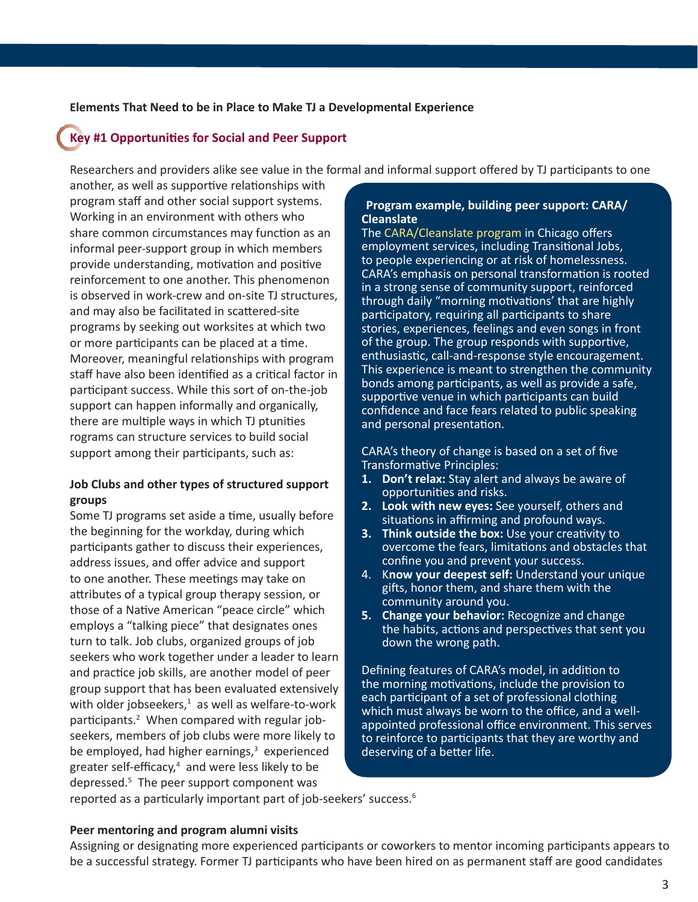**Elements That Need to be in Place to Make TJ a Developmental Experience**

## Key #1 Opportunities for Social and Peer Support

Researchers and providers alike see value in the formal and informal support offered by TJ participants to one another, as well as supportive relationships with program staff and other social support systems. Working in an environment with others who share common circumstances may function as an informal peer-support group in which members provide understanding, motivation and positive reinforcement to one another. This phenomenon is observed in work-crew and on-site TJ structures, and may also be facilitated in scattered-site programs by seeking out worksites at which two or more participants can be placed at a time. Moreover, meaningful relationships with program staff have also been identified as a critical factor in participant success. While this sort of on-the-job support can happen informally and organically, there are multiple ways in which TJ ptunities rograms can structure services to build social support among their participants, such as:

**Job Clubs and other types of structured support groups**

Some TJ programs set aside a time, usually before the beginning for the workday, during which participants gather to discuss their experiences, address issues, and offer advice and support to one another. These meetings may take on attributes of a typical group therapy session, or those of a Native American "peace circle" which employs a "talking piece" that designates ones turn to talk. Job clubs, organized groups of job seekers who work together under a leader to learn and practice job skills, are another model of peer group support that has been evaluated extensively with older jobseekers,[1] as well as welfare-to-work participants.[2] When compared with regular job-seekers, members of job clubs were more likely to be employed, had higher earnings,[3] experienced greater self-efficacy,[4] and were less likely to be depressed.[5] The peer support component was reported as a particularly important part of job-seekers' success.[6]

**Program example, building peer support: CARA/ Cleanslate**

The CARA/Cleanslate program in Chicago offers employment services, including Transitional Jobs, to people experiencing or at risk of homelessness. CARA's emphasis on personal transformation is rooted in a strong sense of community support, reinforced through daily "morning motivations' that are highly participatory, requiring all participants to share stories, experiences, feelings and even songs in front of the group. The group responds with supportive, enthusiastic, call-and-response style encouragement. This experience is meant to strengthen the community bonds among participants, as well as provide a safe, supportive venue in which participants can build confidence and face fears related to public speaking and personal presentation.

CARA's theory of change is based on a set of five Transformative Principles:

1. **Don't relax:** Stay alert and always be aware of opportunities and risks.
2. **Look with new eyes:** See yourself, others and situations in affirming and profound ways.
3. **Think outside the box:** Use your creativity to overcome the fears, limitations and obstacles that confine you and prevent your success.
4. K**now your deepest self:** Understand your unique gifts, honor them, and share them with the community around you.
5. **Change your behavior:** Recognize and change the habits, actions and perspectives that sent you down the wrong path.

Defining features of CARA's model, in addition to the morning motivations, include the provision to each participant of a set of professional clothing which must always be worn to the office, and a well-appointed professional office environment. This serves to reinforce to participants that they are worthy and deserving of a better life.

**Peer mentoring and program alumni visits**

Assigning or designating more experienced participants or coworkers to mentor incoming participants appears to be a successful strategy. Former TJ participants who have been hired on as permanent staff are good candidates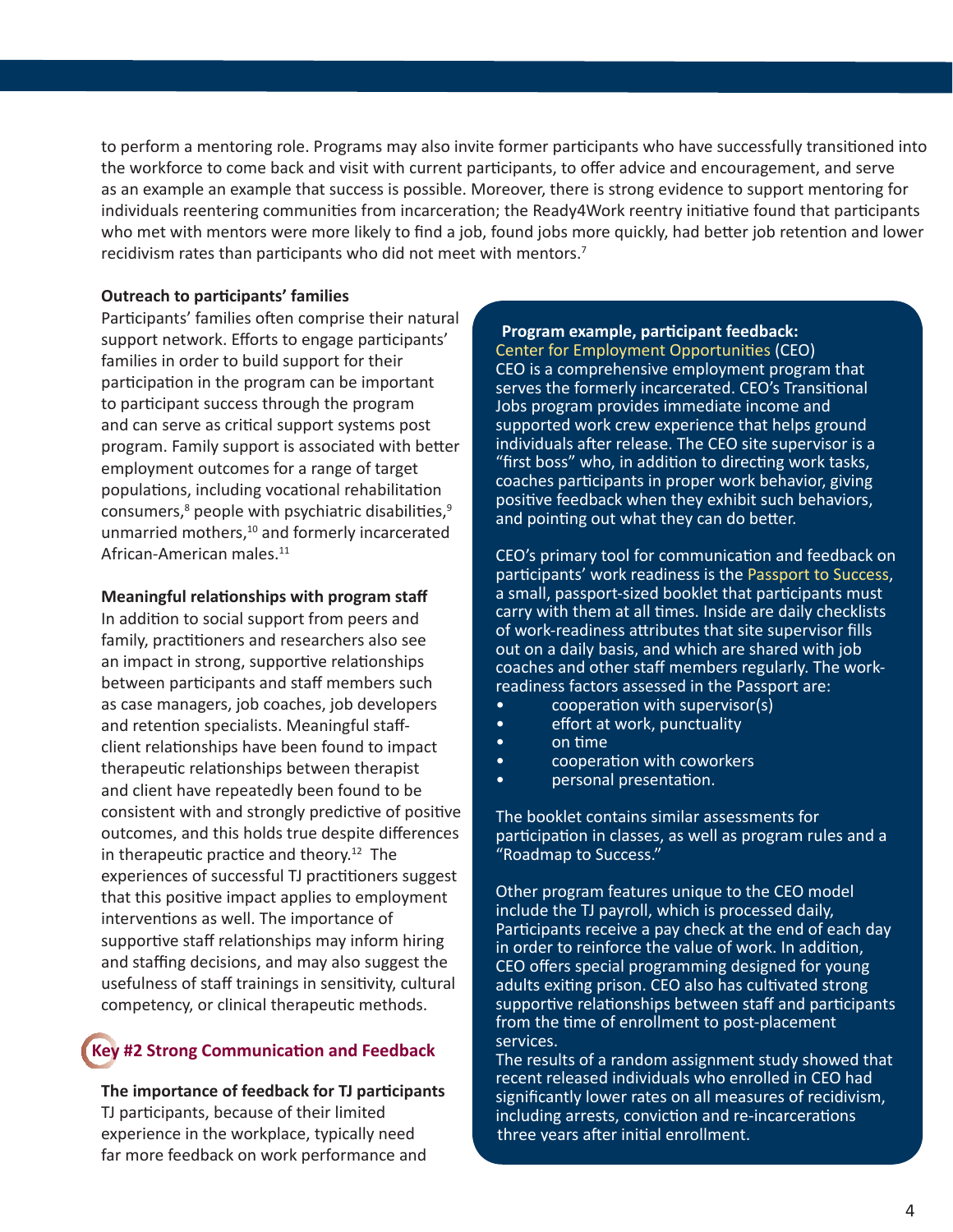to perform a mentoring role. Programs may also invite former participants who have successfully transitioned into the workforce to come back and visit with current participants, to offer advice and encouragement, and serve as an example an example that success is possible. Moreover, there is strong evidence to support mentoring for individuals reentering communities from incarceration; the Ready4Work reentry initiative found that participants who met with mentors were more likely to find a job, found jobs more quickly, had better job retention and lower recidivism rates than participants who did not meet with mentors.[7]

**Outreach to participants' families**

Participants' families often comprise their natural support network. Efforts to engage participants' families in order to build support for their participation in the program can be important to participant success through the program and can serve as critical support systems post program. Family support is associated with better employment outcomes for a range of target populations, including vocational rehabilitation consumers,[8] people with psychiatric disabilities,[9] unmarried mothers,[10] and formerly incarcerated African-American males.[11]

**Meaningful relationships with program staff**

In addition to social support from peers and family, practitioners and researchers also see an impact in strong, supportive relationships between participants and staff members such as case managers, job coaches, job developers and retention specialists. Meaningful staff-client relationships have been found to impact therapeutic relationships between therapist and client have repeatedly been found to be consistent with and strongly predictive of positive outcomes, and this holds true despite differences in therapeutic practice and theory.[12] The experiences of successful TJ practitioners suggest that this positive impact applies to employment interventions as well. The importance of supportive staff relationships may inform hiring and staffing decisions, and may also suggest the usefulness of staff trainings in sensitivity, cultural competency, or clinical therapeutic methods.

## Key #2 Strong Communication and Feedback

**The importance of feedback for TJ participants**

TJ participants, because of their limited experience in the workplace, typically need far more feedback on work performance and

**Program example, participant feedback:**
Center for Employment Opportunities (CEO)

CEO is a comprehensive employment program that serves the formerly incarcerated. CEO's Transitional Jobs program provides immediate income and supported work crew experience that helps ground individuals after release. The CEO site supervisor is a "first boss" who, in addition to directing work tasks, coaches participants in proper work behavior, giving positive feedback when they exhibit such behaviors, and pointing out what they can do better.

CEO's primary tool for communication and feedback on participants' work readiness is the Passport to Success, a small, passport-sized booklet that participants must carry with them at all times. Inside are daily checklists of work-readiness attributes that site supervisor fills out on a daily basis, and which are shared with job coaches and other staff members regularly. The work-readiness factors assessed in the Passport are:

- cooperation with supervisor(s)
- effort at work, punctuality
- on time
- cooperation with coworkers
- personal presentation.

The booklet contains similar assessments for participation in classes, as well as program rules and a "Roadmap to Success."

Other program features unique to the CEO model include the TJ payroll, which is processed daily, Participants receive a pay check at the end of each day in order to reinforce the value of work. In addition, CEO offers special programming designed for young adults exiting prison. CEO also has cultivated strong supportive relationships between staff and participants from the time of enrollment to post-placement services.
The results of a random assignment study showed that recent released individuals who enrolled in CEO had significantly lower rates on all measures of recidivism, including arrests, conviction and re-incarcerations three years after initial enrollment.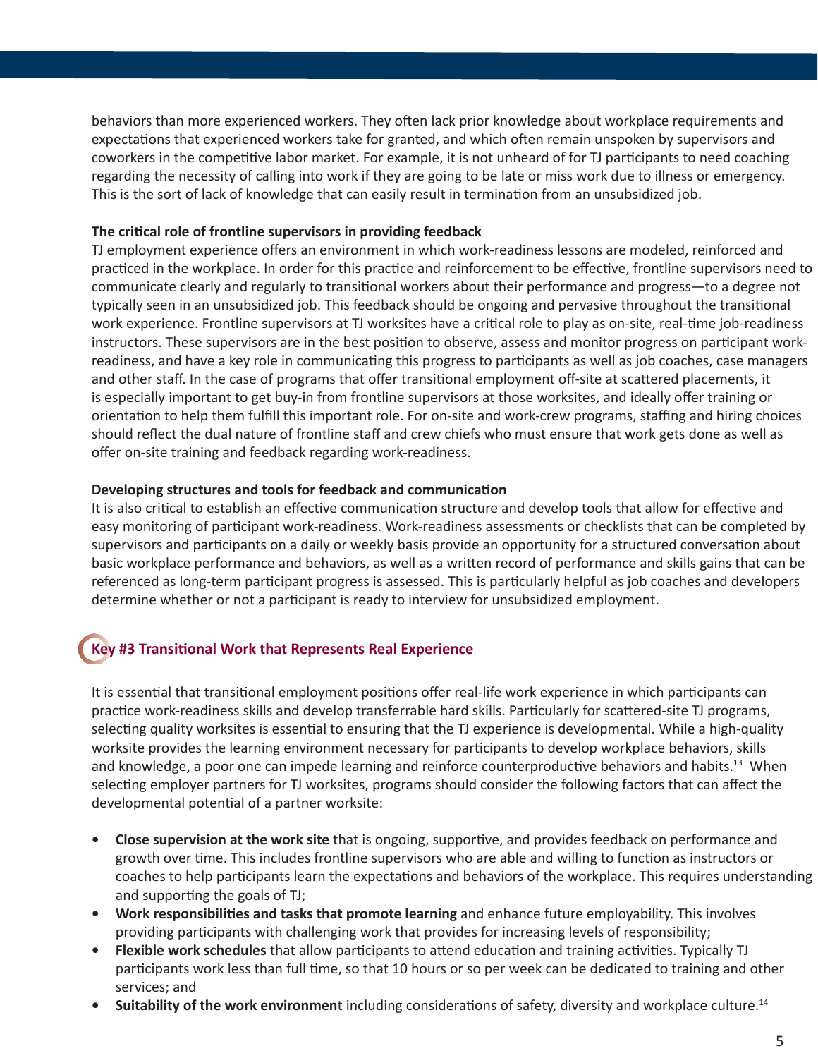behaviors than more experienced workers. They often lack prior knowledge about workplace requirements and expectations that experienced workers take for granted, and which often remain unspoken by supervisors and coworkers in the competitive labor market. For example, it is not unheard of for TJ participants to need coaching regarding the necessity of calling into work if they are going to be late or miss work due to illness or emergency. This is the sort of lack of knowledge that can easily result in termination from an unsubsidized job.

**The critical role of frontline supervisors in providing feedback**

TJ employment experience offers an environment in which work-readiness lessons are modeled, reinforced and practiced in the workplace. In order for this practice and reinforcement to be effective, frontline supervisors need to communicate clearly and regularly to transitional workers about their performance and progress—to a degree not typically seen in an unsubsidized job. This feedback should be ongoing and pervasive throughout the transitional work experience. Frontline supervisors at TJ worksites have a critical role to play as on-site, real-time job-readiness instructors. These supervisors are in the best position to observe, assess and monitor progress on participant work-readiness, and have a key role in communicating this progress to participants as well as job coaches, case managers and other staff. In the case of programs that offer transitional employment off-site at scattered placements, it is especially important to get buy-in from frontline supervisors at those worksites, and ideally offer training or orientation to help them fulfill this important role. For on-site and work-crew programs, staffing and hiring choices should reflect the dual nature of frontline staff and crew chiefs who must ensure that work gets done as well as offer on-site training and feedback regarding work-readiness.

**Developing structures and tools for feedback and communication**

It is also critical to establish an effective communication structure and develop tools that allow for effective and easy monitoring of participant work-readiness. Work-readiness assessments or checklists that can be completed by supervisors and participants on a daily or weekly basis provide an opportunity for a structured conversation about basic workplace performance and behaviors, as well as a written record of performance and skills gains that can be referenced as long-term participant progress is assessed. This is particularly helpful as job coaches and developers determine whether or not a participant is ready to interview for unsubsidized employment.

## Key #3 Transitional Work that Represents Real Experience

It is essential that transitional employment positions offer real-life work experience in which participants can practice work-readiness skills and develop transferrable hard skills. Particularly for scattered-site TJ programs, selecting quality worksites is essential to ensuring that the TJ experience is developmental. While a high-quality worksite provides the learning environment necessary for participants to develop workplace behaviors, skills and knowledge, a poor one can impede learning and reinforce counterproductive behaviors and habits.[13] When selecting employer partners for TJ worksites, programs should consider the following factors that can affect the developmental potential of a partner worksite:

- **Close supervision at the work site** that is ongoing, supportive, and provides feedback on performance and growth over time. This includes frontline supervisors who are able and willing to function as instructors or coaches to help participants learn the expectations and behaviors of the workplace. This requires understanding and supporting the goals of TJ;
- **Work responsibilities and tasks that promote learning** and enhance future employability. This involves providing participants with challenging work that provides for increasing levels of responsibility;
- **Flexible work schedules** that allow participants to attend education and training activities. Typically TJ participants work less than full time, so that 10 hours or so per week can be dedicated to training and other services; and
- **Suitability of the work environmen**t including considerations of safety, diversity and workplace culture.[14]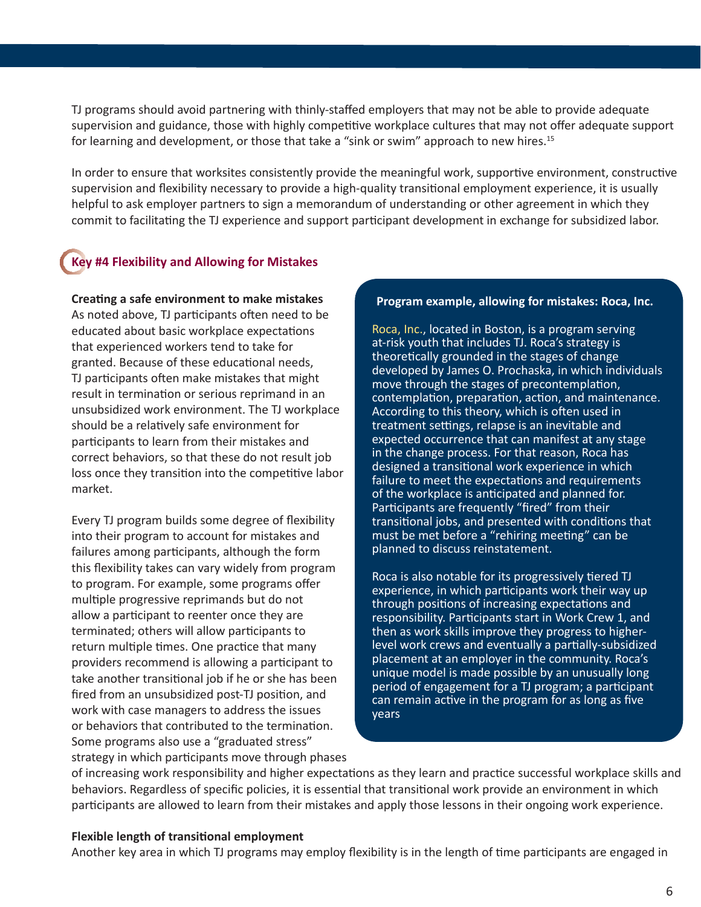TJ programs should avoid partnering with thinly-staffed employers that may not be able to provide adequate supervision and guidance, those with highly competitive workplace cultures that may not offer adequate support for learning and development, or those that take a "sink or swim" approach to new hires.[15]

In order to ensure that worksites consistently provide the meaningful work, supportive environment, constructive supervision and flexibility necessary to provide a high-quality transitional employment experience, it is usually helpful to ask employer partners to sign a memorandum of understanding or other agreement in which they commit to facilitating the TJ experience and support participant development in exchange for subsidized labor.

## Key #4 Flexibility and Allowing for Mistakes

**Creating a safe environment to make mistakes**

As noted above, TJ participants often need to be educated about basic workplace expectations that experienced workers tend to take for granted. Because of these educational needs, TJ participants often make mistakes that might result in termination or serious reprimand in an unsubsidized work environment. The TJ workplace should be a relatively safe environment for participants to learn from their mistakes and correct behaviors, so that these do not result job loss once they transition into the competitive labor market.

Every TJ program builds some degree of flexibility into their program to account for mistakes and failures among participants, although the form this flexibility takes can vary widely from program to program. For example, some programs offer multiple progressive reprimands but do not allow a participant to reenter once they are terminated; others will allow participants to return multiple times. One practice that many providers recommend is allowing a participant to take another transitional job if he or she has been fired from an unsubsidized post-TJ position, and work with case managers to address the issues or behaviors that contributed to the termination. Some programs also use a "graduated stress" strategy in which participants move through phases of increasing work responsibility and higher expectations as they learn and practice successful workplace skills and behaviors. Regardless of specific policies, it is essential that transitional work provide an environment in which participants are allowed to learn from their mistakes and apply those lessons in their ongoing work experience.

**Program example, allowing for mistakes: Roca, Inc.**

Roca, Inc., located in Boston, is a program serving at-risk youth that includes TJ. Roca's strategy is theoretically grounded in the stages of change developed by James O. Prochaska, in which individuals move through the stages of precontemplation, contemplation, preparation, action, and maintenance. According to this theory, which is often used in treatment settings, relapse is an inevitable and expected occurrence that can manifest at any stage in the change process. For that reason, Roca has designed a transitional work experience in which failure to meet the expectations and requirements of the workplace is anticipated and planned for. Participants are frequently "fired" from their transitional jobs, and presented with conditions that must be met before a "rehiring meeting" can be planned to discuss reinstatement.

Roca is also notable for its progressively tiered TJ experience, in which participants work their way up through positions of increasing expectations and responsibility. Participants start in Work Crew 1, and then as work skills improve they progress to higher-level work crews and eventually a partially-subsidized placement at an employer in the community. Roca's unique model is made possible by an unusually long period of engagement for a TJ program; a participant can remain active in the program for as long as five years

**Flexible length of transitional employment**

Another key area in which TJ programs may employ flexibility is in the length of time participants are engaged in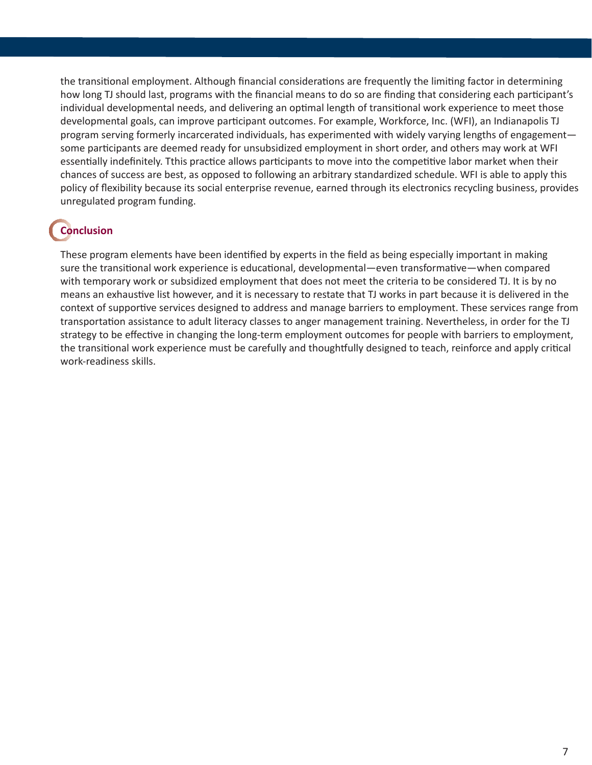the transitional employment. Although financial considerations are frequently the limiting factor in determining how long TJ should last, programs with the financial means to do so are finding that considering each participant's individual developmental needs, and delivering an optimal length of transitional work experience to meet those developmental goals, can improve participant outcomes. For example, Workforce, Inc. (WFI), an Indianapolis TJ program serving formerly incarcerated individuals, has experimented with widely varying lengths of engagement—some participants are deemed ready for unsubsidized employment in short order, and others may work at WFI essentially indefinitely. Tthis practice allows participants to move into the competitive labor market when their chances of success are best, as opposed to following an arbitrary standardized schedule. WFI is able to apply this policy of flexibility because its social enterprise revenue, earned through its electronics recycling business, provides unregulated program funding.

## Conclusion

These program elements have been identified by experts in the field as being especially important in making sure the transitional work experience is educational, developmental—even transformative—when compared with temporary work or subsidized employment that does not meet the criteria to be considered TJ. It is by no means an exhaustive list however, and it is necessary to restate that TJ works in part because it is delivered in the context of supportive services designed to address and manage barriers to employment. These services range from transportation assistance to adult literacy classes to anger management training. Nevertheless, in order for the TJ strategy to be effective in changing the long-term employment outcomes for people with barriers to employment, the transitional work experience must be carefully and thoughtfully designed to teach, reinforce and apply critical work-readiness skills.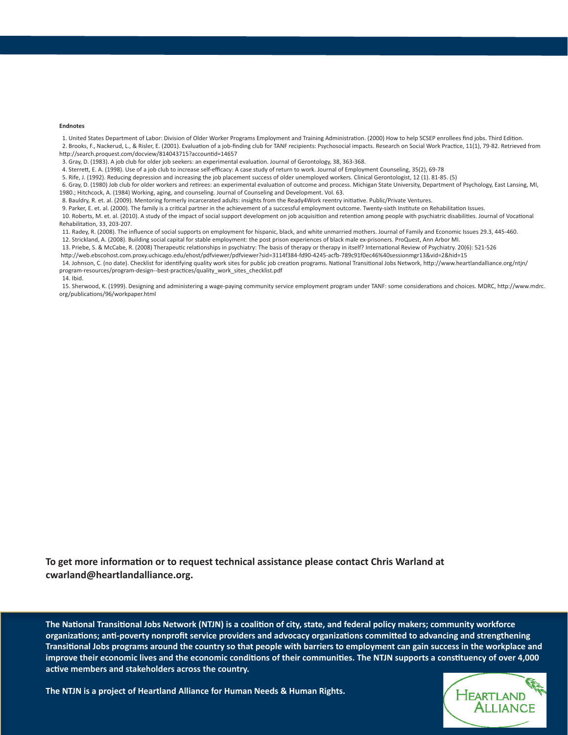**Endnotes**

1. United States Department of Labor: Division of Older Worker Programs Employment and Training Administration. (2000) How to help SCSEP enrollees find jobs. Third Edition.
2. Brooks, F., Nackerud, L., & Risler, E. (2001). Evaluation of a job-finding club for TANF recipients: Psychosocial impacts. Research on Social Work Practice, 11(1), 79-82. Retrieved from http://search.proquest.com/docview/814043715?accountid=14657
3. Gray, D. (1983). A job club for older job seekers: an experimental evaluation. Journal of Gerontology, 38, 363-368.
4. Sterrett, E. A. (1998). Use of a job club to increase self-efficacy: A case study of return to work. Journal of Employment Counseling, 35(2), 69-78
5. Rife, J. (1992). Reducing depression and increasing the job placement success of older unemployed workers. Clinical Gerontologist, 12 (1). 81-85. (5)
6. Gray, D. (1980) Job club for older workers and retirees: an experimental evaluation of outcome and process. Michigan State University, Department of Psychology, East Lansing, MI, 1980.; Hitchcock, A. (1984) Working, aging, and counseling. Journal of Counseling and Development. Vol. 63.
8. Bauldry, R. et. al. (2009). Mentoring formerly incarcerated adults: insights from the Ready4Work reentry initiative. Public/Private Ventures.
9. Parker, E. et. al. (2000). The family is a critical partner in the achievement of a successful employment outcome. Twenty-sixth Institute on Rehabilitation Issues.
10. Roberts, M. et. al. (2010). A study of the impact of social support development on job acquisition and retention among people with psychiatric disabilities. Journal of Vocational Rehabilitation, 33, 203-207.
11. Radey, R. (2008). The influence of social supports on employment for hispanic, black, and white unmarried mothers. Journal of Family and Economic Issues 29.3, 445-460.
12. Strickland, A. (2008). Building social capital for stable employment: the post prison experiences of black male ex-prisoners. ProQuest, Ann Arbor MI.
13. Priebe, S. & McCabe, R. (2008) Therapeutic relationships in psychiatry: The basis of therapy or therapy in itself? International Review of Psychiatry. 20(6): 521-526 http://web.ebscohost.com.proxy.uchicago.edu/ehost/pdfviewer/pdfviewer?sid=3114f384-fd90-4245-acfb-789c91f0ec46%40sessionmgr13&vid=2&hid=15
14. Johnson, C. (no date). Checklist for identifying quality work sites for public job creation programs. National Transitional Jobs Network, http://www.heartlandalliance.org/ntjn/program-resources/program-design--best-practices/quality_work_sites_checklist.pdf
14. Ibid.
15. Sherwood, K. (1999). Designing and administering a wage-paying community service employment program under TANF: some considerations and choices. MDRC, http://www.mdrc.org/publications/96/workpaper.html

**To get more information or to request technical assistance please contact Chris Warland at cwarland@heartlandalliance.org.**

**The National Transitional Jobs Network (NTJN) is a coalition of city, state, and federal policy makers; community workforce organizations; anti-poverty nonprofit service providers and advocacy organizations committed to advancing and strengthening Transitional Jobs programs around the country so that people with barriers to employment can gain success in the workplace and improve their economic lives and the economic conditions of their communities. The NTJN supports a constituency of over 4,000 active members and stakeholders across the country.**

**The NTJN is a project of Heartland Alliance for Human Needs & Human Rights.**

HEARTLAND ALLIANCE